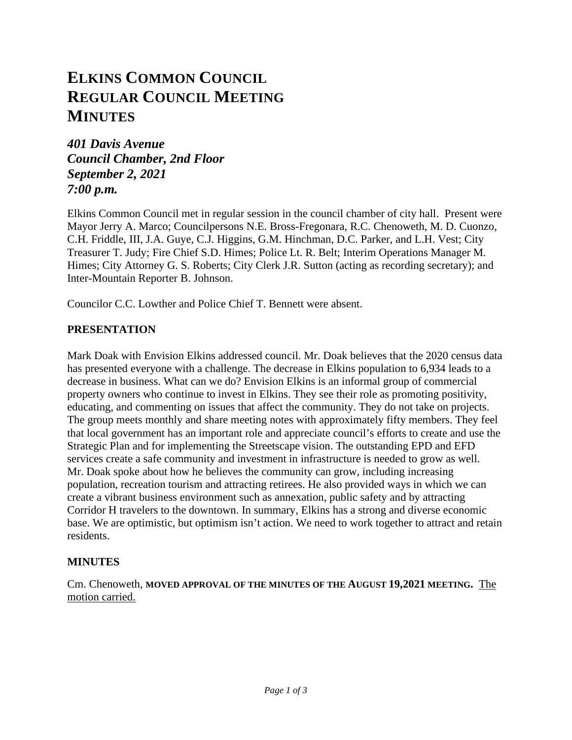# ELKINS COMMON COUNCIL
# REGULAR COUNCIL MEETING
# MINUTES

***401 Davis Avenue***
***Council Chamber, 2nd Floor***
***September 2, 2021***
***7:00 p.m.***

Elkins Common Council met in regular session in the council chamber of city hall. Present were Mayor Jerry A. Marco; Councilpersons N.E. Bross-Fregonara, R.C. Chenoweth, M. D. Cuonzo, C.H. Friddle, III, J.A. Guye, C.J. Higgins, G.M. Hinchman, D.C. Parker, and L.H. Vest; City Treasurer T. Judy; Fire Chief S.D. Himes; Police Lt. R. Belt; Interim Operations Manager M. Himes; City Attorney G. S. Roberts; City Clerk J.R. Sutton (acting as recording secretary); and Inter-Mountain Reporter B. Johnson.

Councilor C.C. Lowther and Police Chief T. Bennett were absent.

## PRESENTATION

Mark Doak with Envision Elkins addressed council. Mr. Doak believes that the 2020 census data has presented everyone with a challenge. The decrease in Elkins population to 6,934 leads to a decrease in business. What can we do? Envision Elkins is an informal group of commercial property owners who continue to invest in Elkins. They see their role as promoting positivity, educating, and commenting on issues that affect the community. They do not take on projects. The group meets monthly and share meeting notes with approximately fifty members. They feel that local government has an important role and appreciate council's efforts to create and use the Strategic Plan and for implementing the Streetscape vision. The outstanding EPD and EFD services create a safe community and investment in infrastructure is needed to grow as well. Mr. Doak spoke about how he believes the community can grow, including increasing population, recreation tourism and attracting retirees. He also provided ways in which we can create a vibrant business environment such as annexation, public safety and by attracting Corridor H travelers to the downtown. In summary, Elkins has a strong and diverse economic base. We are optimistic, but optimism isn't action. We need to work together to attract and retain residents.

## MINUTES

Cm. Chenoweth, **MOVED APPROVAL OF THE MINUTES OF THE AUGUST 19,2021 MEETING.** <u>The motion carried.</u>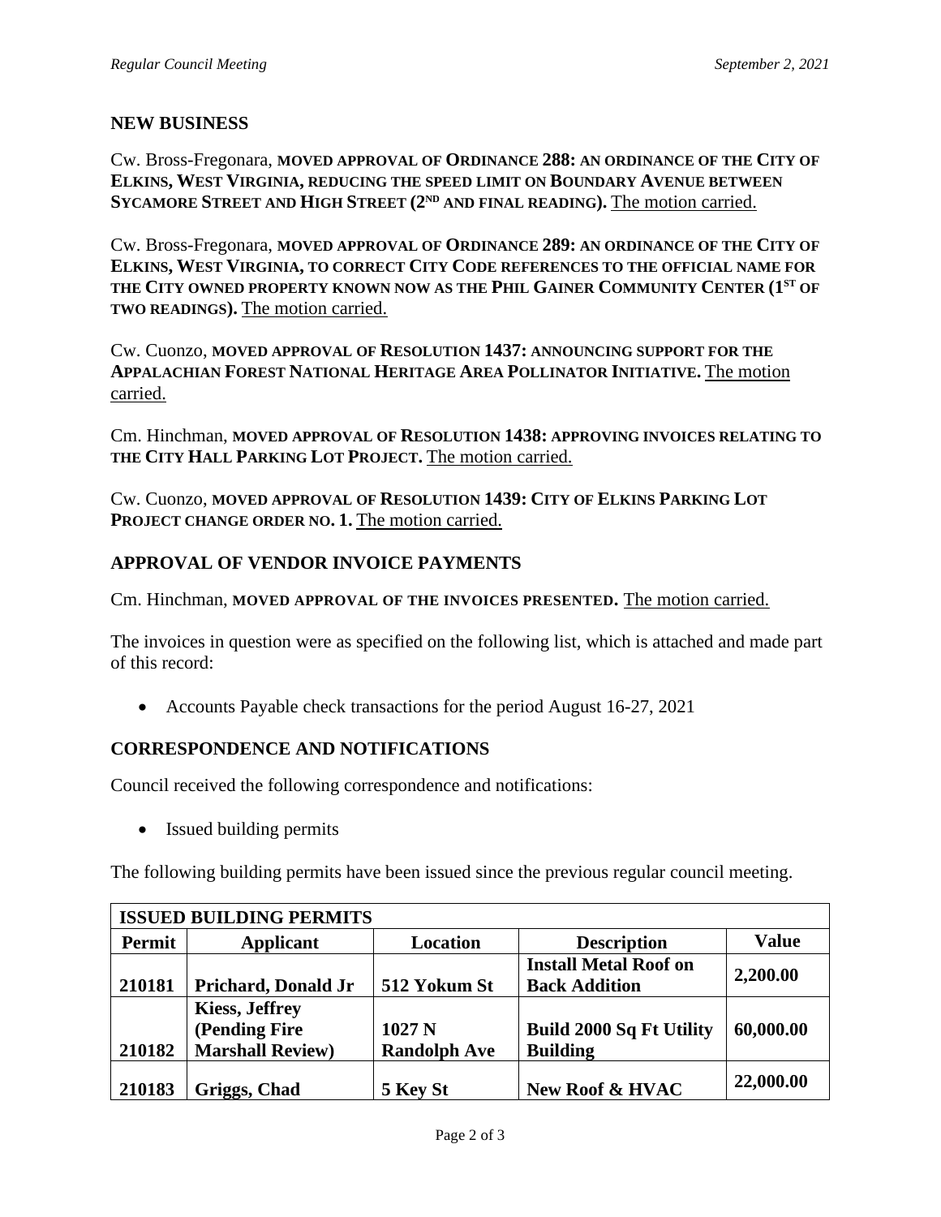## NEW BUSINESS

Cw. Bross-Fregonara, **MOVED APPROVAL OF ORDINANCE 288: AN ORDINANCE OF THE CITY OF ELKINS, WEST VIRGINIA, REDUCING THE SPEED LIMIT ON BOUNDARY AVENUE BETWEEN SYCAMORE STREET AND HIGH STREET (2ND AND FINAL READING).** The motion carried.

Cw. Bross-Fregonara, **MOVED APPROVAL OF ORDINANCE 289: AN ORDINANCE OF THE CITY OF ELKINS, WEST VIRGINIA, TO CORRECT CITY CODE REFERENCES TO THE OFFICIAL NAME FOR THE CITY OWNED PROPERTY KNOWN NOW AS THE PHIL GAINER COMMUNITY CENTER (1ST OF TWO READINGS).** The motion carried.

Cw. Cuonzo, **MOVED APPROVAL OF RESOLUTION 1437: ANNOUNCING SUPPORT FOR THE APPALACHIAN FOREST NATIONAL HERITAGE AREA POLLINATOR INITIATIVE.** The motion carried.

Cm. Hinchman, **MOVED APPROVAL OF RESOLUTION 1438: APPROVING INVOICES RELATING TO THE CITY HALL PARKING LOT PROJECT.** The motion carried.

Cw. Cuonzo, **MOVED APPROVAL OF RESOLUTION 1439: CITY OF ELKINS PARKING LOT PROJECT CHANGE ORDER NO. 1.** The motion carried.

## APPROVAL OF VENDOR INVOICE PAYMENTS

Cm. Hinchman, **MOVED APPROVAL OF THE INVOICES PRESENTED.** The motion carried.

The invoices in question were as specified on the following list, which is attached and made part of this record:

- Accounts Payable check transactions for the period August 16-27, 2021

## CORRESPONDENCE AND NOTIFICATIONS

Council received the following correspondence and notifications:

- Issued building permits

The following building permits have been issued since the previous regular council meeting.

| **ISSUED BUILDING PERMITS** | | | | |
|---|---|---|---|---|
| **Permit** | **Applicant** | **Location** | **Description** | **Value** |
| **210181** | **Prichard, Donald Jr** | **512 Yokum St** | **Install Metal Roof on Back Addition** | **2,200.00** |
| **210182** | **Kiess, Jeffrey (Pending Fire Marshall Review)** | **1027 N Randolph Ave** | **Build 2000 Sq Ft Utility Building** | **60,000.00** |
| **210183** | **Griggs, Chad** | **5 Key St** | **New Roof & HVAC** | **22,000.00** |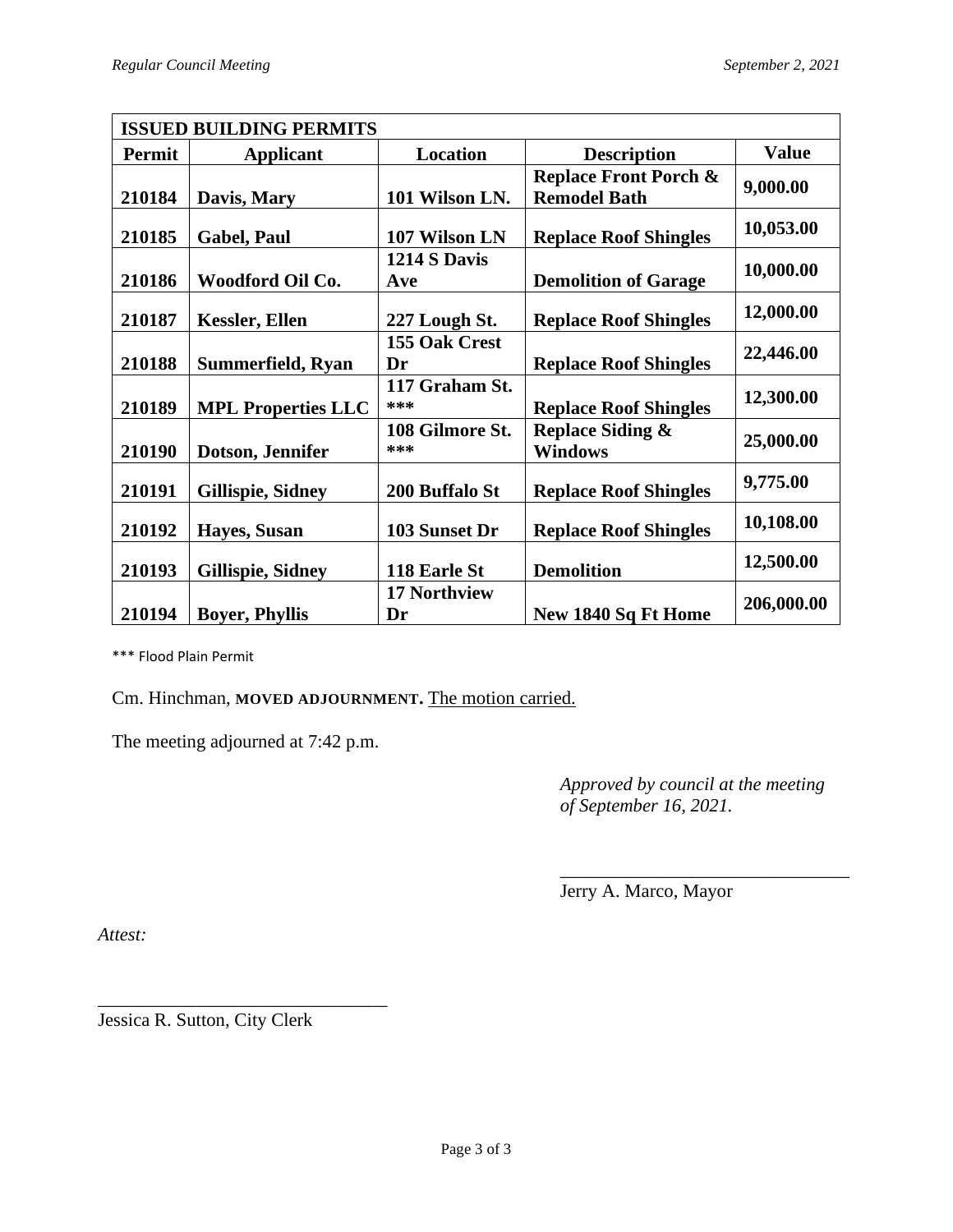| ISSUED BUILDING PERMITS | | | | |
|---|---|---|---|---|
| **Permit** | **Applicant** | **Location** | **Description** | **Value** |
| **210184** | **Davis, Mary** | **101 Wilson LN.** | **Replace Front Porch & Remodel Bath** | **9,000.00** |
| **210185** | **Gabel, Paul** | **107 Wilson LN** | **Replace Roof Shingles** | **10,053.00** |
| **210186** | **Woodford Oil Co.** | **1214 S Davis Ave** | **Demolition of Garage** | **10,000.00** |
| **210187** | **Kessler, Ellen** | **227 Lough St.** | **Replace Roof Shingles** | **12,000.00** |
| **210188** | **Summerfield, Ryan** | **155 Oak Crest Dr** | **Replace Roof Shingles** | **22,446.00** |
| **210189** | **MPL Properties LLC** | **117 Graham St. \*\*\*** | **Replace Roof Shingles** | **12,300.00** |
| **210190** | **Dotson, Jennifer** | **108 Gilmore St. \*\*\*** | **Replace Siding & Windows** | **25,000.00** |
| **210191** | **Gillispie, Sidney** | **200 Buffalo St** | **Replace Roof Shingles** | **9,775.00** |
| **210192** | **Hayes, Susan** | **103 Sunset Dr** | **Replace Roof Shingles** | **10,108.00** |
| **210193** | **Gillispie, Sidney** | **118 Earle St** | **Demolition** | **12,500.00** |
| **210194** | **Boyer, Phyllis** | **17 Northview Dr** | **New 1840 Sq Ft Home** | **206,000.00** |

*** Flood Plain Permit

Cm. Hinchman, **MOVED ADJOURNMENT.** The motion carried.

The meeting adjourned at 7:42 p.m.

*Approved by council at the meeting of September 16, 2021.*

\_\_\_\_\_\_\_\_\_\_\_\_\_\_\_\_\_\_\_\_\_\_\_\_\_\_\_\_\_\_

Jerry A. Marco, Mayor

*Attest:*

\_\_\_\_\_\_\_\_\_\_\_\_\_\_\_\_\_\_\_\_\_\_\_\_\_\_\_\_\_\_

Jessica R. Sutton, City Clerk